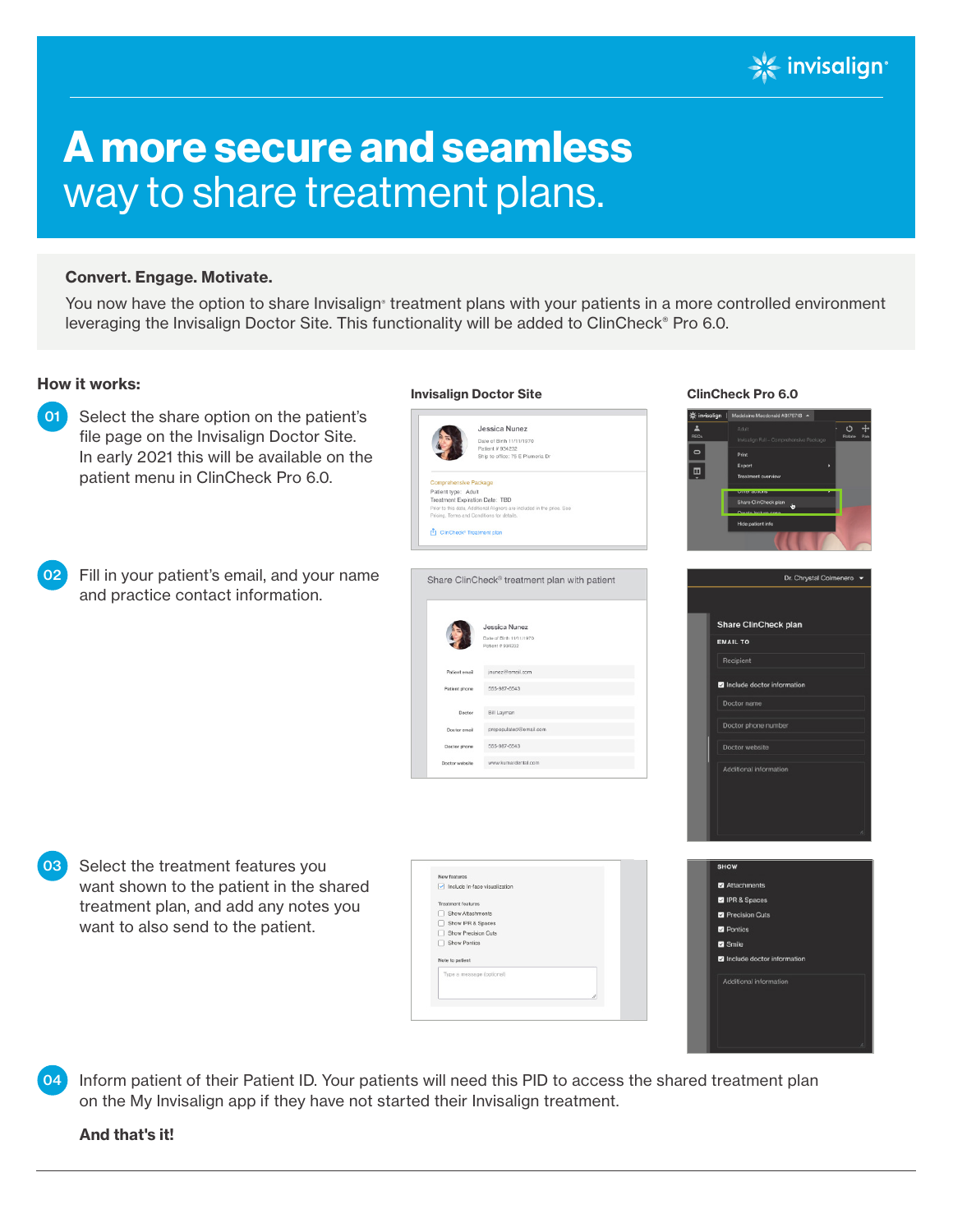invisalign®

# **A more secure and seamless** way to share treatment plans.

**Convert. Engage. Motivate.**

You now have the option to share Invisalign® treatment plans with your patients in a more controlled environment leveraging the Invisalign Doctor Site. This functionality will be added to ClinCheck® Pro 6.0.

**How it works:**

**Invisalign Doctor Site** | **ClinCheck Pro 6.0**

**01** Select the share option on the patient's file page on the Invisalign Doctor Site. In early 2021 this will be available on the patient menu in ClinCheck Pro 6.0.

**02** Fill in your patient's email, and your name and practice contact information.

**03** Select the treatment features you want shown to the patient in the shared treatment plan, and add any notes you want to also send to the patient.

**04** Inform patient of their Patient ID. Your patients will need this PID to access the shared treatment plan on the My Invisalign app if they have not started their Invisalign treatment.

**And that's it!**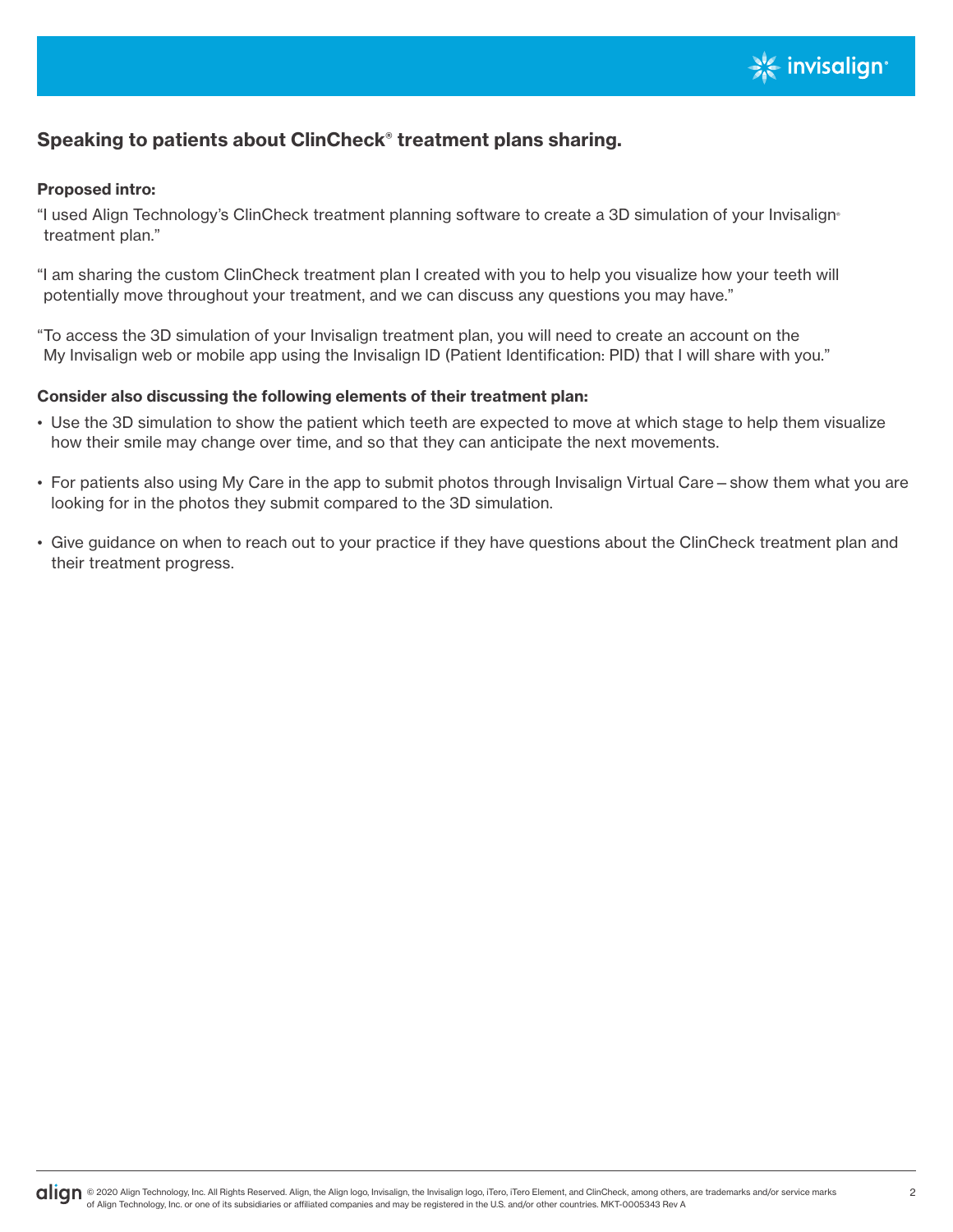## Speaking to patients about ClinCheck® treatment plans sharing.

**Proposed intro:**

"I used Align Technology's ClinCheck treatment planning software to create a 3D simulation of your Invisalign® treatment plan."

"I am sharing the custom ClinCheck treatment plan I created with you to help you visualize how your teeth will potentially move throughout your treatment, and we can discuss any questions you may have."

"To access the 3D simulation of your Invisalign treatment plan, you will need to create an account on the My Invisalign web or mobile app using the Invisalign ID (Patient Identification: PID) that I will share with you."

**Consider also discussing the following elements of their treatment plan:**

- Use the 3D simulation to show the patient which teeth are expected to move at which stage to help them visualize how their smile may change over time, and so that they can anticipate the next movements.
- For patients also using My Care in the app to submit photos through Invisalign Virtual Care – show them what you are looking for in the photos they submit compared to the 3D simulation.
- Give guidance on when to reach out to your practice if they have questions about the ClinCheck treatment plan and their treatment progress.

© 2020 Align Technology, Inc. All Rights Reserved. Align, the Align logo, Invisalign, the Invisalign logo, iTero, iTero Element, and ClinCheck, among others, are trademarks and/or service marks of Align Technology, Inc. or one of its subsidiaries or affiliated companies and may be registered in the U.S. and/or other countries. MKT-0005343 Rev A